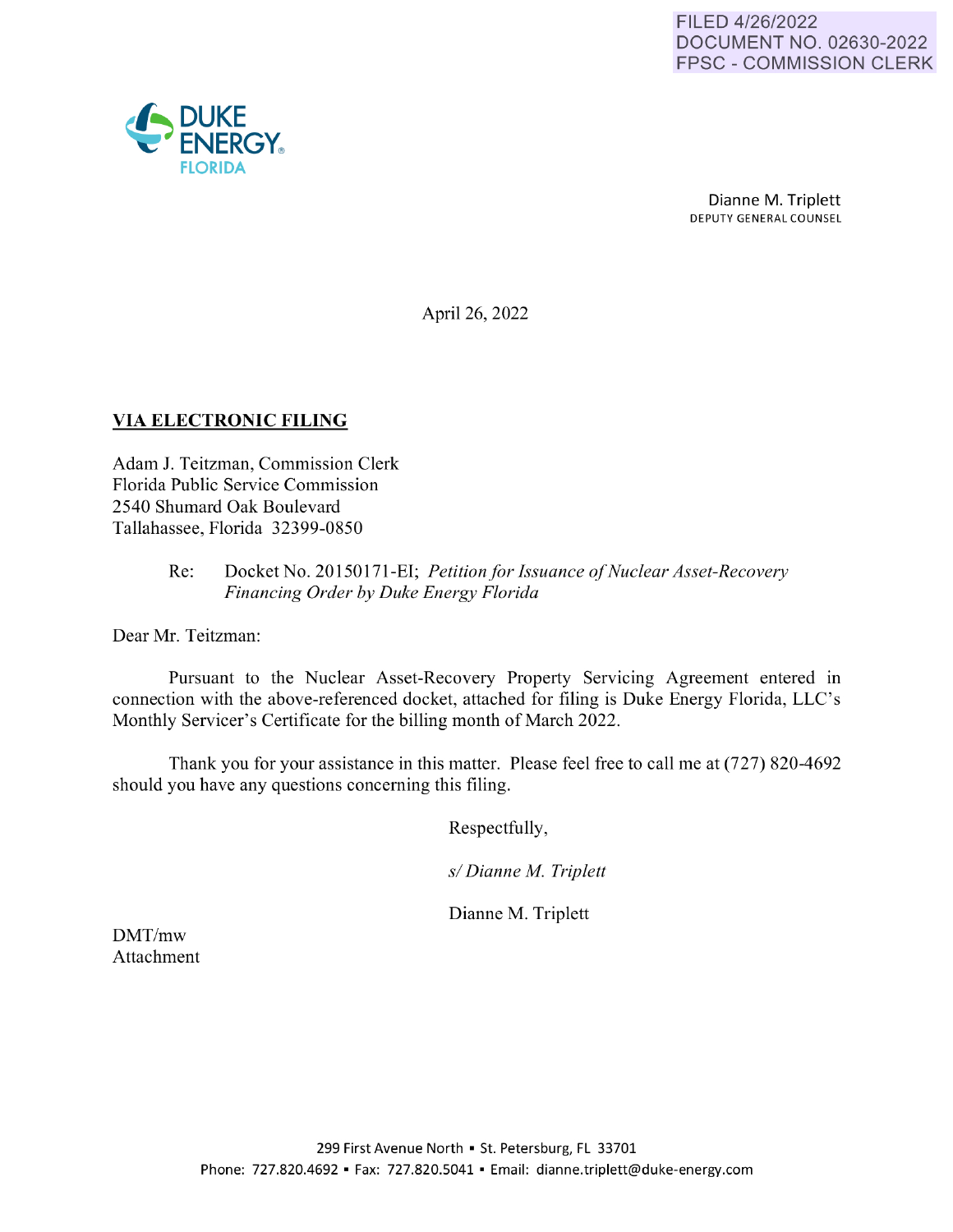FILED 4/26/2022
DOCUMENT NO. 02630-2022
FPSC - COMMISSION CLERK

DUKE ENERGY
FLORIDA

Dianne M. Triplett
DEPUTY GENERAL COUNSEL

April 26, 2022

**VIA ELECTRONIC FILING**

Adam J. Teitzman, Commission Clerk
Florida Public Service Commission
2540 Shumard Oak Boulevard
Tallahassee, Florida 32399-0850

Re: Docket No. 20150171-EI; *Petition for Issuance of Nuclear Asset-Recovery Financing Order by Duke Energy Florida*

Dear Mr. Teitzman:

Pursuant to the Nuclear Asset-Recovery Property Servicing Agreement entered in connection with the above-referenced docket, attached for filing is Duke Energy Florida, LLC's Monthly Servicer's Certificate for the billing month of March 2022.

Thank you for your assistance in this matter. Please feel free to call me at (727) 820-4692 should you have any questions concerning this filing.

Respectfully,

*s/ Dianne M. Triplett*

Dianne M. Triplett

DMT/mw
Attachment

299 First Avenue North ▪ St. Petersburg, FL 33701
Phone: 727.820.4692 ▪ Fax: 727.820.5041 ▪ Email: dianne.triplett@duke-energy.com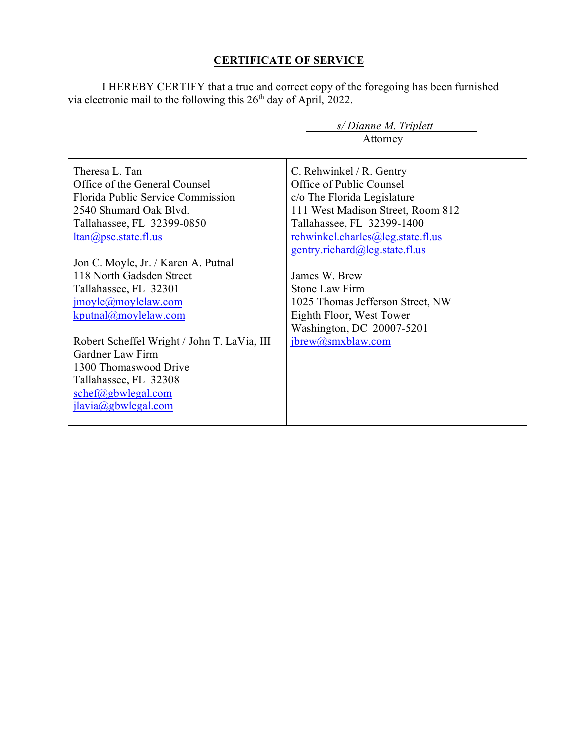## CERTIFICATE OF SERVICE

I HEREBY CERTIFY that a true and correct copy of the foregoing has been furnished via electronic mail to the following this 26th day of April, 2022.

*s/ Dianne M. Triplett*
Attorney

| | |
|---|---|
| Theresa L. Tan<br>Office of the General Counsel<br>Florida Public Service Commission<br>2540 Shumard Oak Blvd.<br>Tallahassee, FL 32399-0850<br>ltan@psc.state.fl.us<br><br>Jon C. Moyle, Jr. / Karen A. Putnal<br>118 North Gadsden Street<br>Tallahassee, FL 32301<br>jmoyle@moylelaw.com<br>kputnal@moylelaw.com<br><br>Robert Scheffel Wright / John T. LaVia, III<br>Gardner Law Firm<br>1300 Thomaswood Drive<br>Tallahassee, FL 32308<br>schef@gbwlegal.com<br>jlavia@gbwlegal.com | C. Rehwinkel / R. Gentry<br>Office of Public Counsel<br>c/o The Florida Legislature<br>111 West Madison Street, Room 812<br>Tallahassee, FL 32399-1400<br>rehwinkel.charles@leg.state.fl.us<br>gentry.richard@leg.state.fl.us<br><br>James W. Brew<br>Stone Law Firm<br>1025 Thomas Jefferson Street, NW<br>Eighth Floor, West Tower<br>Washington, DC 20007-5201<br>jbrew@smxblaw.com |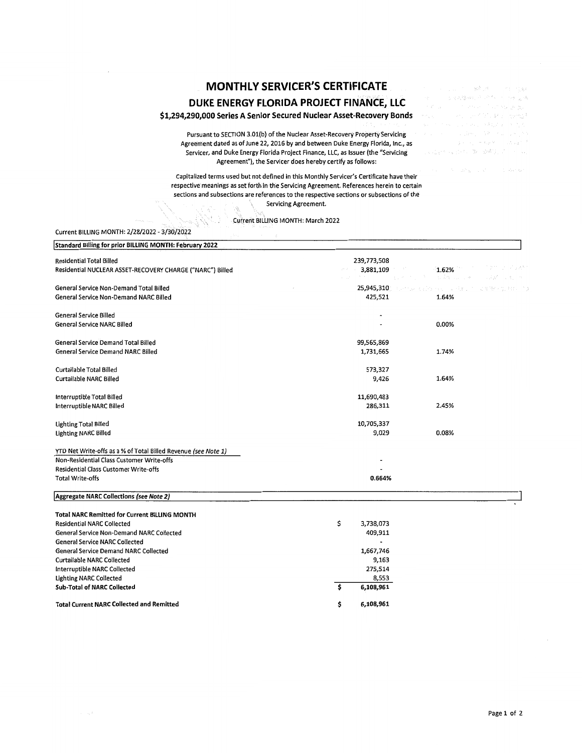# MONTHLY SERVICER'S CERTIFICATE

## DUKE ENERGY FLORIDA PROJECT FINANCE, LLC

### $1,294,290,000 Series A Senior Secured Nuclear Asset-Recovery Bonds

Pursuant to SECTION 3.01(b) of the Nuclear Asset-Recovery Property Servicing Agreement dated as of June 22, 2016 by and between Duke Energy Florida, Inc., as Servicer, and Duke Energy Florida Project Finance, LLC, as Issuer (the "Servicing Agreement"), the Servicer does hereby certify as follows:

Capitalized terms used but not defined in this Monthly Servicer's Certificate have their respective meanings as set forth in the Servicing Agreement. References herein to certain sections and subsections are references to the respective sections or subsections of the Servicing Agreement.

Current BILLING MONTH: March 2022

Current BILLING MONTH: 2/28/2022 - 3/30/2022

| Standard Billing for prior BILLING MONTH: February 2022 | | |
|---|---|---|
| Residential Total Billed | 239,773,508 | |
| Residential NUCLEAR ASSET-RECOVERY CHARGE ("NARC") Billed | 3,881,109 | 1.62% |
| | | |
| General Service Non-Demand Total Billed | 25,945,310 | |
| General Service Non-Demand NARC Billed | 425,521 | 1.64% |
| | | |
| General Service Billed | - | |
| General Service NARC Billed | - | 0.00% |
| | | |
| General Service Demand Total Billed | 99,565,869 | |
| General Service Demand NARC Billed | 1,731,665 | 1.74% |
| | | |
| Curtailable Total Billed | 573,327 | |
| Curtailable NARC Billed | 9,426 | 1.64% |
| | | |
| Interruptible Total Billed | 11,690,483 | |
| Interruptible NARC Billed | 286,311 | 2.45% |
| | | |
| Lighting Total Billed | 10,705,337 | |
| Lighting NARC Billed | 9,029 | 0.08% |
| | | |
| YTD Net Write-offs as a % of Total Billed Revenue *(see Note 1)* | | |
| Non-Residential Class Customer Write-offs | - | |
| Residential Class Customer Write-offs | - | |
| Total Write-offs | **0.664%** | |

| Aggregate NARC Collections *(see Note 2)* | |
|---|---|
| **Total NARC Remitted for Current BILLING MONTH** | |
| Residential NARC Collected | $ 3,738,073 |
| General Service Non-Demand NARC Collected | 409,911 |
| General Service NARC Collected | - |
| General Service Demand NARC Collected | 1,667,746 |
| Curtailable NARC Collected | 9,163 |
| Interruptible NARC Collected | 275,514 |
| Lighting NARC Collected | 8,553 |
| **Sub-Total of NARC Collected** | **$ 6,108,961** |
| | |
| **Total Current NARC Collected and Remitted** | **$ 6,108,961** |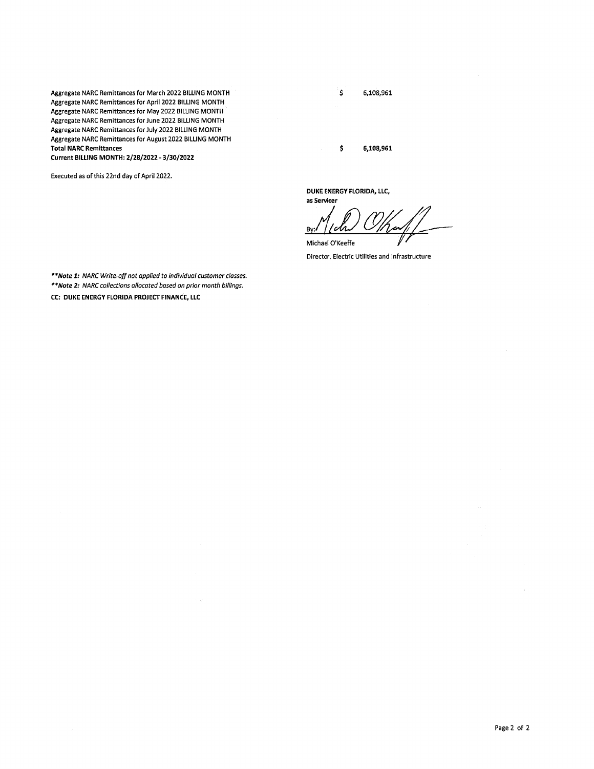| | |
|---|---|
| Aggregate NARC Remittances for March 2022 BILLING MONTH | $ 6,108,961 |
| Aggregate NARC Remittances for April 2022 BILLING MONTH | |
| Aggregate NARC Remittances for May 2022 BILLING MONTH | |
| Aggregate NARC Remittances for June 2022 BILLING MONTH | |
| Aggregate NARC Remittances for July 2022 BILLING MONTH | |
| Aggregate NARC Remittances for August 2022 BILLING MONTH | |
| **Total NARC Remittances** | **$ 6,108,961** |
| **Current BILLING MONTH: 2/28/2022 - 3/30/2022** | |

Executed as of this 22nd day of April 2022.

**DUKE ENERGY FLORIDA, LLC,**
**as Servicer**

By: Michael O'Keeffe

Michael O'Keeffe

Director, Electric Utilities and Infrastructure

***\*Note 1:*** *NARC Write-off not applied to individual customer classes.*

***\*Note 2:*** *NARC collections allocated based on prior month billings.*

**CC: DUKE ENERGY FLORIDA PROJECT FINANCE, LLC**